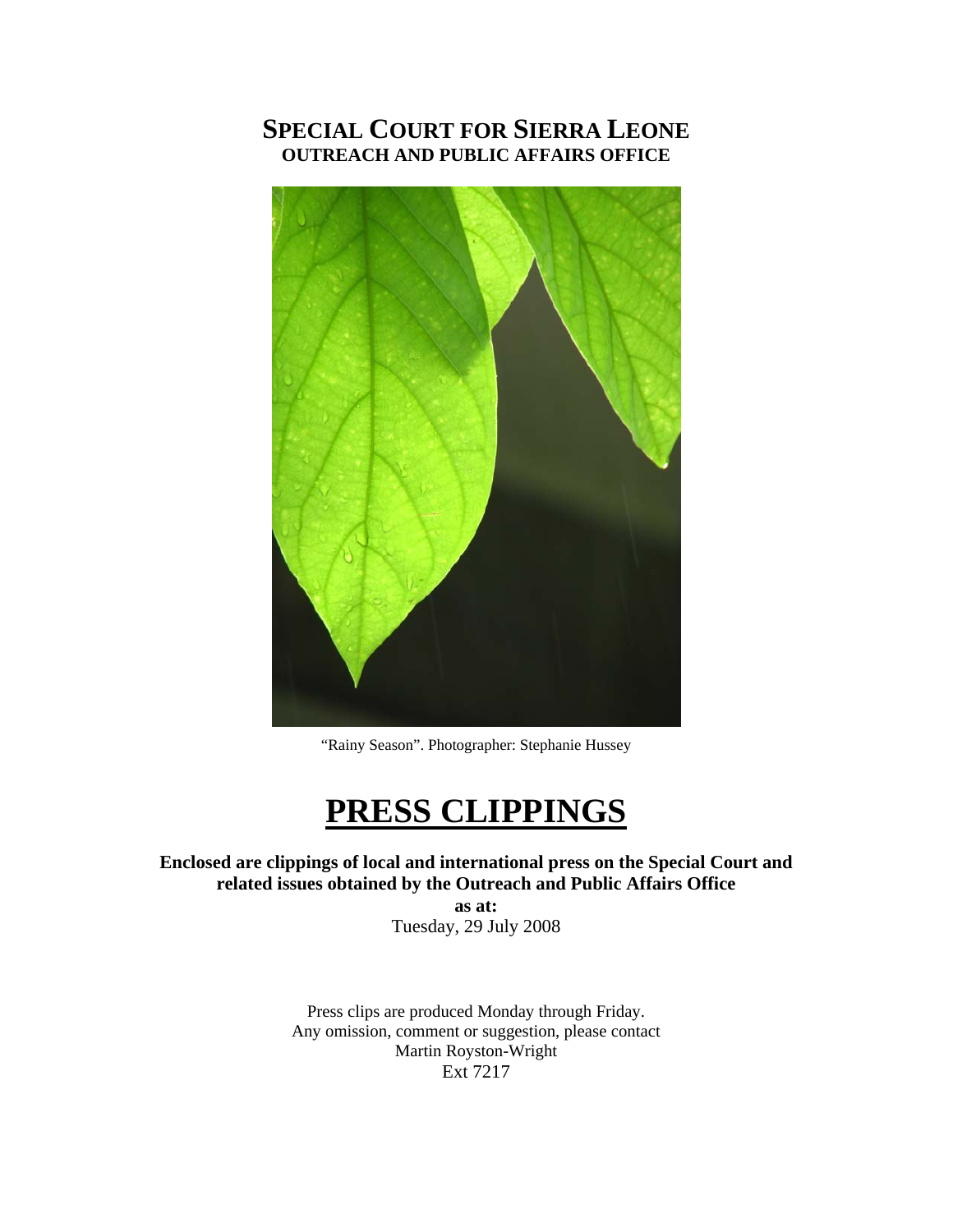# SPECIAL COURT FOR SIERRA LEONE
## OUTREACH AND PUBLIC AFFAIRS OFFICE

"Rainy Season". Photographer: Stephanie Hussey

# PRESS CLIPPINGS

**Enclosed are clippings of local and international press on the Special Court and related issues obtained by the Outreach and Public Affairs Office**

**as at:**

Tuesday, 29 July 2008

Press clips are produced Monday through Friday.
Any omission, comment or suggestion, please contact
Martin Royston-Wright
Ext 7217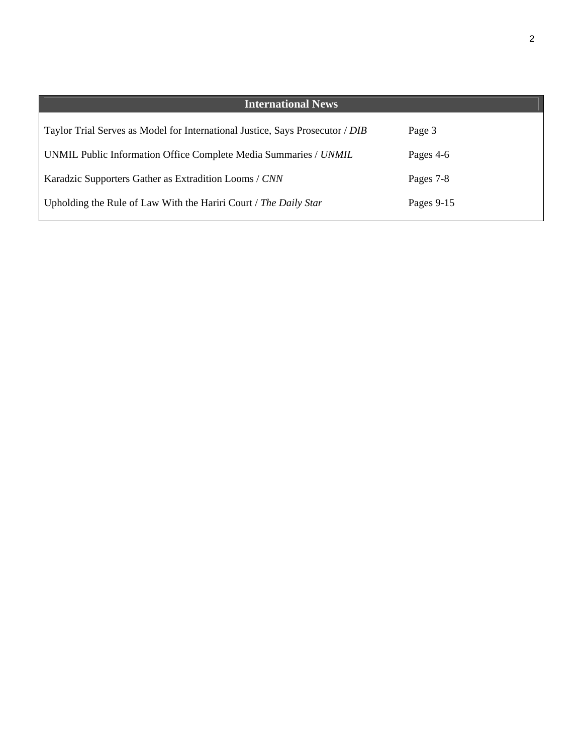## International News

| | |
|---|---|
| Taylor Trial Serves as Model for International Justice, Says Prosecutor / *DIB* | Page 3 |
| UNMIL Public Information Office Complete Media Summaries / *UNMIL* | Pages 4-6 |
| Karadzic Supporters Gather as Extradition Looms / *CNN* | Pages 7-8 |
| Upholding the Rule of Law With the Hariri Court / *The Daily Star* | Pages 9-15 |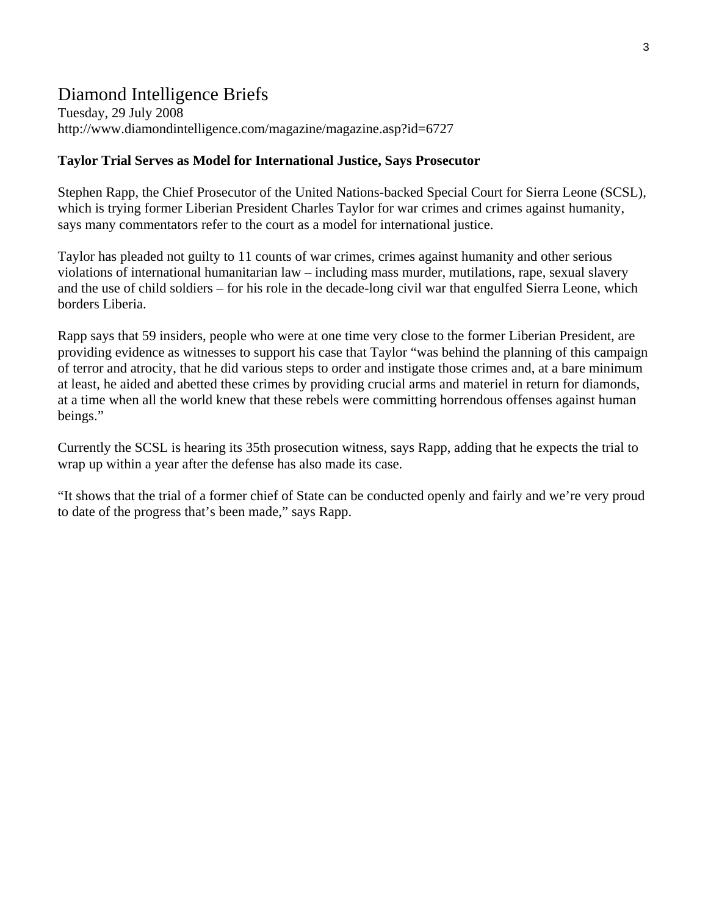# Diamond Intelligence Briefs

Tuesday, 29 July 2008
http://www.diamondintelligence.com/magazine/magazine.asp?id=6727

**Taylor Trial Serves as Model for International Justice, Says Prosecutor**

Stephen Rapp, the Chief Prosecutor of the United Nations-backed Special Court for Sierra Leone (SCSL), which is trying former Liberian President Charles Taylor for war crimes and crimes against humanity, says many commentators refer to the court as a model for international justice.

Taylor has pleaded not guilty to 11 counts of war crimes, crimes against humanity and other serious violations of international humanitarian law – including mass murder, mutilations, rape, sexual slavery and the use of child soldiers – for his role in the decade-long civil war that engulfed Sierra Leone, which borders Liberia.

Rapp says that 59 insiders, people who were at one time very close to the former Liberian President, are providing evidence as witnesses to support his case that Taylor "was behind the planning of this campaign of terror and atrocity, that he did various steps to order and instigate those crimes and, at a bare minimum at least, he aided and abetted these crimes by providing crucial arms and materiel in return for diamonds, at a time when all the world knew that these rebels were committing horrendous offenses against human beings."

Currently the SCSL is hearing its 35th prosecution witness, says Rapp, adding that he expects the trial to wrap up within a year after the defense has also made its case.

"It shows that the trial of a former chief of State can be conducted openly and fairly and we're very proud to date of the progress that's been made," says Rapp.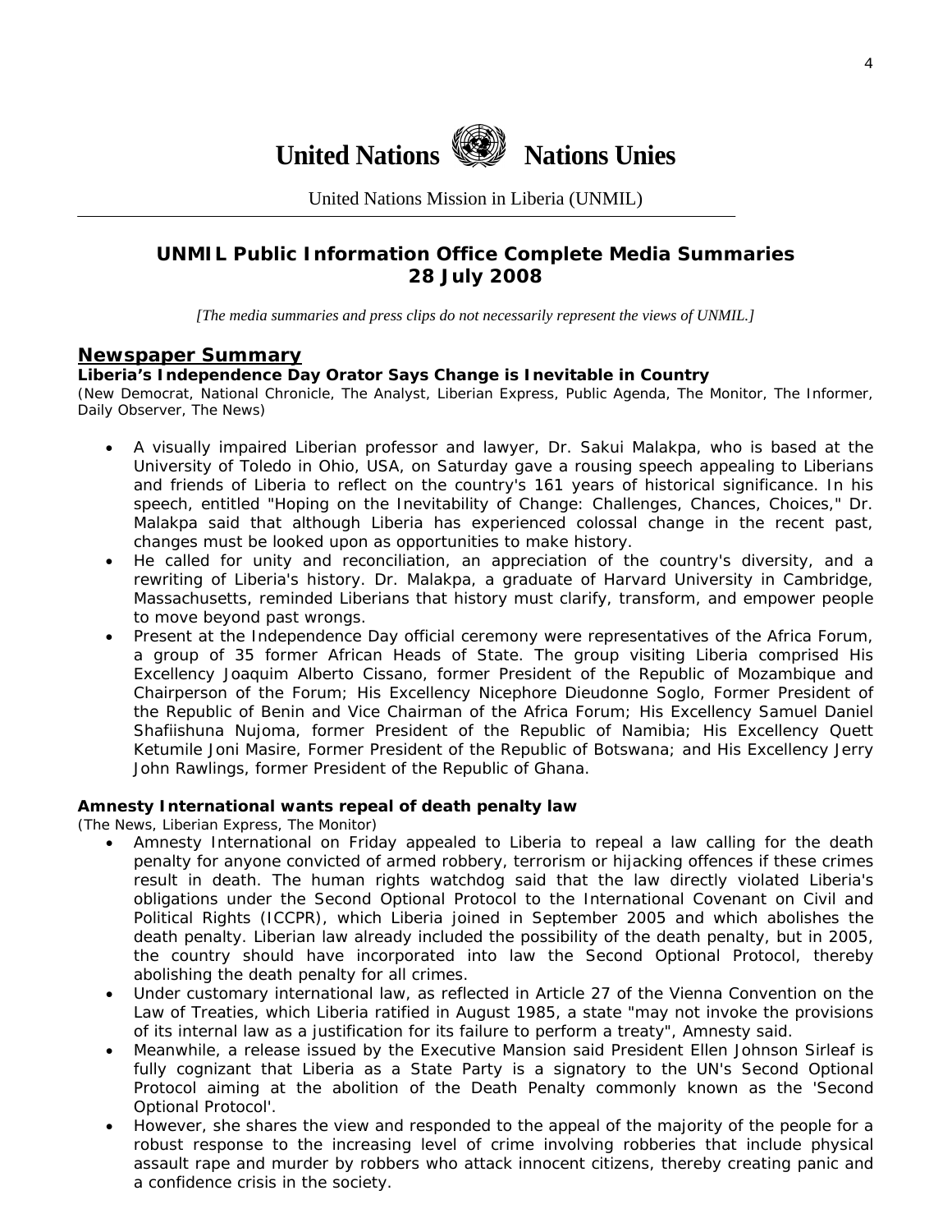**United Nations** **Nations Unies**

United Nations Mission in Liberia (UNMIL)

## UNMIL Public Information Office Complete Media Summaries
## 28 July 2008

*[The media summaries and press clips do not necessarily represent the views of UNMIL.]*

## Newspaper Summary

**Liberia's Independence Day Orator Says Change is Inevitable in Country**

(New Democrat, National Chronicle, The Analyst, Liberian Express, Public Agenda, The Monitor, The Informer, Daily Observer, The News)

- A visually impaired Liberian professor and lawyer, Dr. Sakui Malakpa, who is based at the University of Toledo in Ohio, USA, on Saturday gave a rousing speech appealing to Liberians and friends of Liberia to reflect on the country's 161 years of historical significance. In his speech, entitled "Hoping on the Inevitability of Change: Challenges, Chances, Choices," Dr. Malakpa said that although Liberia has experienced colossal change in the recent past, changes must be looked upon as opportunities to make history.
- He called for unity and reconciliation, an appreciation of the country's diversity, and a rewriting of Liberia's history. Dr. Malakpa, a graduate of Harvard University in Cambridge, Massachusetts, reminded Liberians that history must clarify, transform, and empower people to move beyond past wrongs.
- Present at the Independence Day official ceremony were representatives of the Africa Forum, a group of 35 former African Heads of State. The group visiting Liberia comprised His Excellency Joaquim Alberto Cissano, former President of the Republic of Mozambique and Chairperson of the Forum; His Excellency Nicephore Dieudonne Soglo, Former President of the Republic of Benin and Vice Chairman of the Africa Forum; His Excellency Samuel Daniel Shafiishuna Nujoma, former President of the Republic of Namibia; His Excellency Quett Ketumile Joni Masire, Former President of the Republic of Botswana; and His Excellency Jerry John Rawlings, former President of the Republic of Ghana.

**Amnesty International wants repeal of death penalty law**

(The News, Liberian Express, The Monitor)

- Amnesty International on Friday appealed to Liberia to repeal a law calling for the death penalty for anyone convicted of armed robbery, terrorism or hijacking offences if these crimes result in death. The human rights watchdog said that the law directly violated Liberia's obligations under the Second Optional Protocol to the International Covenant on Civil and Political Rights (ICCPR), which Liberia joined in September 2005 and which abolishes the death penalty. Liberian law already included the possibility of the death penalty, but in 2005, the country should have incorporated into law the Second Optional Protocol, thereby abolishing the death penalty for all crimes.
- Under customary international law, as reflected in Article 27 of the Vienna Convention on the Law of Treaties, which Liberia ratified in August 1985, a state "may not invoke the provisions of its internal law as a justification for its failure to perform a treaty", Amnesty said.
- Meanwhile, a release issued by the Executive Mansion said President Ellen Johnson Sirleaf is fully cognizant that Liberia as a State Party is a signatory to the UN's Second Optional Protocol aiming at the abolition of the Death Penalty commonly known as the 'Second Optional Protocol'.
- However, she shares the view and responded to the appeal of the majority of the people for a robust response to the increasing level of crime involving robberies that include physical assault rape and murder by robbers who attack innocent citizens, thereby creating panic and a confidence crisis in the society.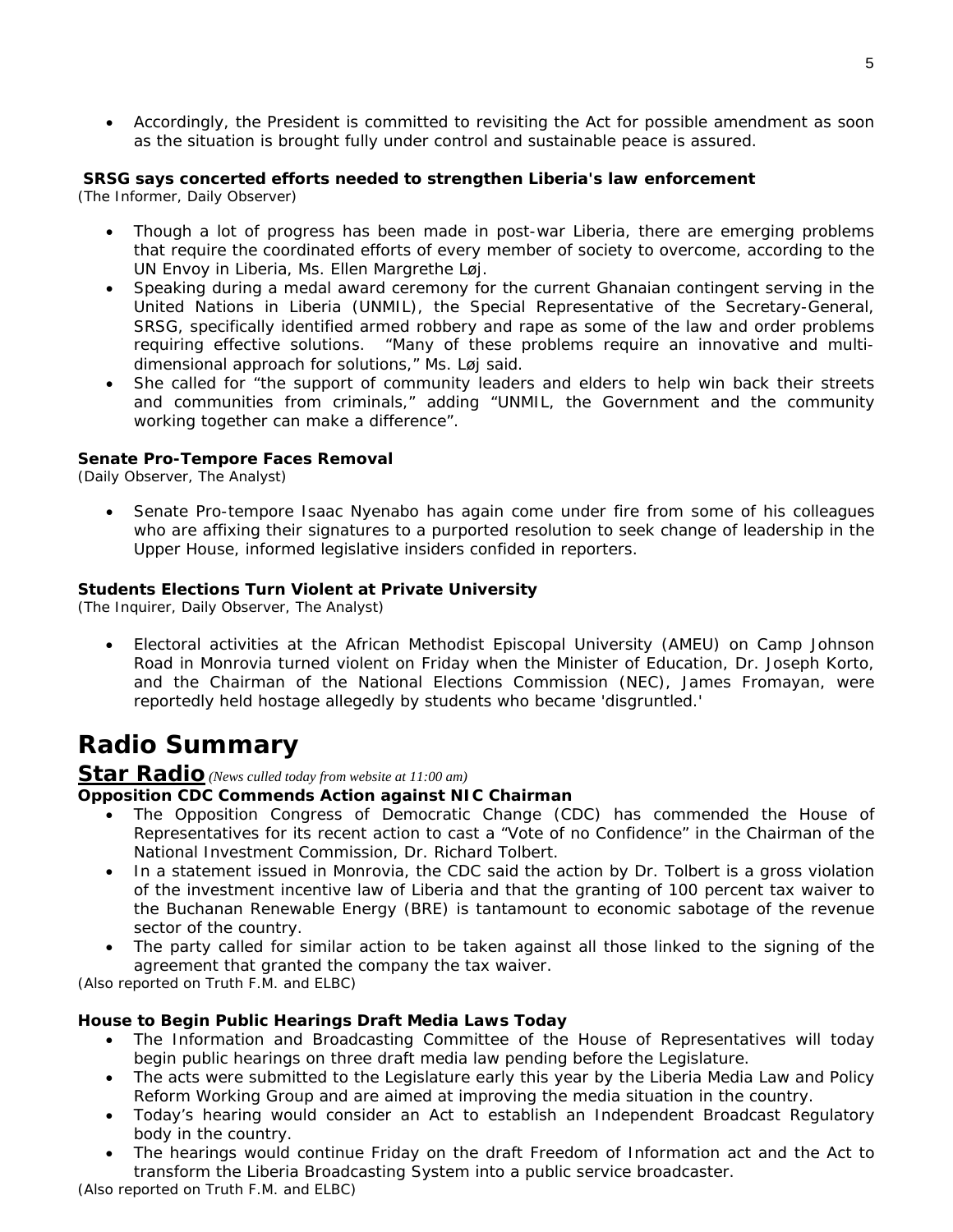- Accordingly, the President is committed to revisiting the Act for possible amendment as soon as the situation is brought fully under control and sustainable peace is assured.

**SRSG says concerted efforts needed to strengthen Liberia's law enforcement**
(The Informer, Daily Observer)

- Though a lot of progress has been made in post-war Liberia, there are emerging problems that require the coordinated efforts of every member of society to overcome, according to the UN Envoy in Liberia, Ms. Ellen Margrethe Løj.
- Speaking during a medal award ceremony for the current Ghanaian contingent serving in the United Nations in Liberia (UNMIL), the Special Representative of the Secretary-General, SRSG, specifically identified armed robbery and rape as some of the law and order problems requiring effective solutions. "Many of these problems require an innovative and multi-dimensional approach for solutions," Ms. Løj said.
- She called for "the support of community leaders and elders to help win back their streets and communities from criminals," adding "UNMIL, the Government and the community working together can make a difference".

**Senate Pro-Tempore Faces Removal**
(Daily Observer, The Analyst)

- Senate Pro-tempore Isaac Nyenabo has again come under fire from some of his colleagues who are affixing their signatures to a purported resolution to seek change of leadership in the Upper House, informed legislative insiders confided in reporters.

**Students Elections Turn Violent at Private University**
(The Inquirer, Daily Observer, The Analyst)

- Electoral activities at the African Methodist Episcopal University (AMEU) on Camp Johnson Road in Monrovia turned violent on Friday when the Minister of Education, Dr. Joseph Korto, and the Chairman of the National Elections Commission (NEC), James Fromayan, were reportedly held hostage allegedly by students who became 'disgruntled.'

# Radio Summary

## Star Radio *(News culled today from website at 11:00 am)*

**Opposition CDC Commends Action against NIC Chairman**

- The Opposition Congress of Democratic Change (CDC) has commended the House of Representatives for its recent action to cast a "Vote of no Confidence" in the Chairman of the National Investment Commission, Dr. Richard Tolbert.
- In a statement issued in Monrovia, the CDC said the action by Dr. Tolbert is a gross violation of the investment incentive law of Liberia and that the granting of 100 percent tax waiver to the Buchanan Renewable Energy (BRE) is tantamount to economic sabotage of the revenue sector of the country.
- The party called for similar action to be taken against all those linked to the signing of the agreement that granted the company the tax waiver.

(Also reported on Truth F.M. and ELBC)

**House to Begin Public Hearings Draft Media Laws Today**

- The Information and Broadcasting Committee of the House of Representatives will today begin public hearings on three draft media law pending before the Legislature.
- The acts were submitted to the Legislature early this year by the Liberia Media Law and Policy Reform Working Group and are aimed at improving the media situation in the country.
- Today's hearing would consider an Act to establish an Independent Broadcast Regulatory body in the country.
- The hearings would continue Friday on the draft Freedom of Information act and the Act to transform the Liberia Broadcasting System into a public service broadcaster.

(Also reported on Truth F.M. and ELBC)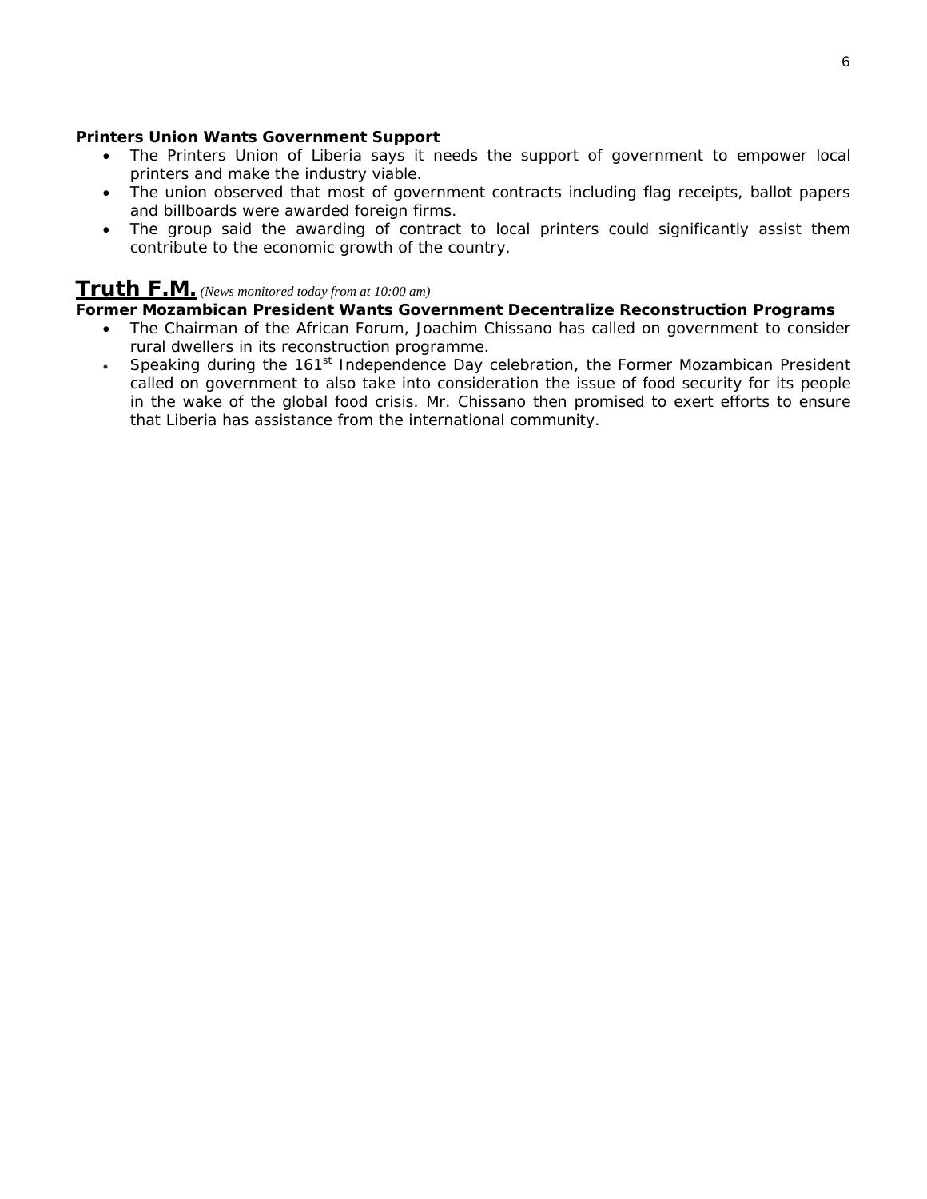**Printers Union Wants Government Support**

- The Printers Union of Liberia says it needs the support of government to empower local printers and make the industry viable.
- The union observed that most of government contracts including flag receipts, ballot papers and billboards were awarded foreign firms.
- The group said the awarding of contract to local printers could significantly assist them contribute to the economic growth of the country.

## Truth F.M. *(News monitored today from at 10:00 am)*

**Former Mozambican President Wants Government Decentralize Reconstruction Programs**

- The Chairman of the African Forum, Joachim Chissano has called on government to consider rural dwellers in its reconstruction programme.
- Speaking during the 161st Independence Day celebration, the Former Mozambican President called on government to also take into consideration the issue of food security for its people in the wake of the global food crisis. Mr. Chissano then promised to exert efforts to ensure that Liberia has assistance from the international community.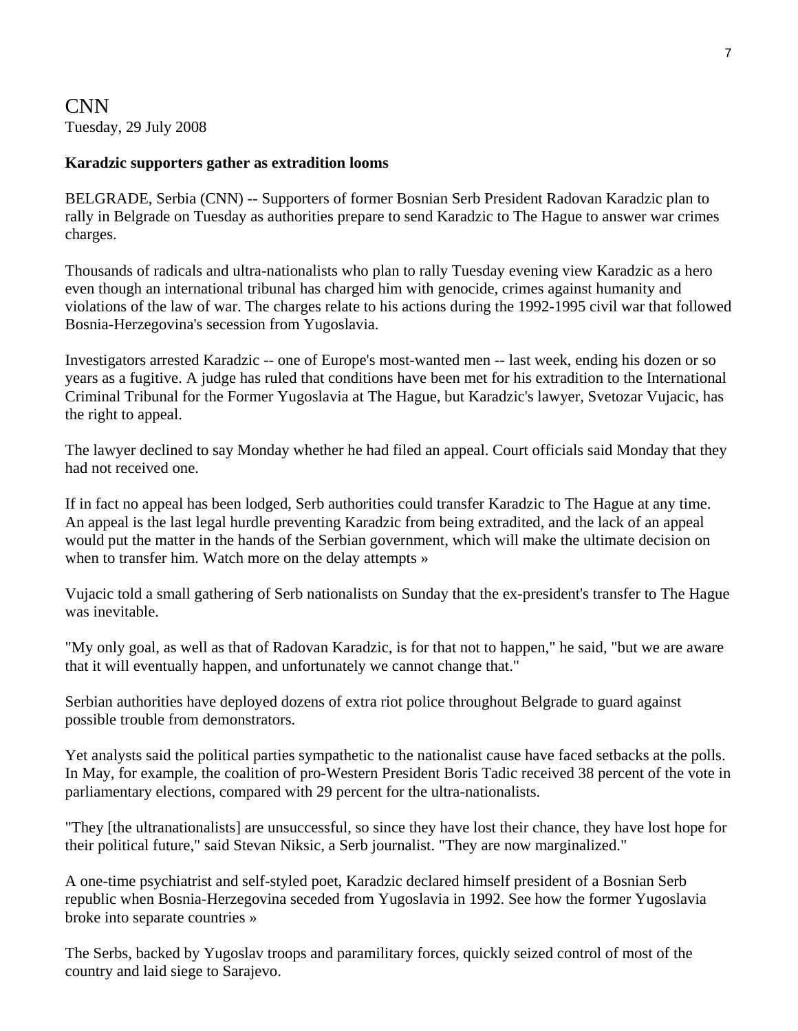CNN

Tuesday, 29 July 2008

**Karadzic supporters gather as extradition looms**

BELGRADE, Serbia (CNN) -- Supporters of former Bosnian Serb President Radovan Karadzic plan to rally in Belgrade on Tuesday as authorities prepare to send Karadzic to The Hague to answer war crimes charges.

Thousands of radicals and ultra-nationalists who plan to rally Tuesday evening view Karadzic as a hero even though an international tribunal has charged him with genocide, crimes against humanity and violations of the law of war. The charges relate to his actions during the 1992-1995 civil war that followed Bosnia-Herzegovina's secession from Yugoslavia.

Investigators arrested Karadzic -- one of Europe's most-wanted men -- last week, ending his dozen or so years as a fugitive. A judge has ruled that conditions have been met for his extradition to the International Criminal Tribunal for the Former Yugoslavia at The Hague, but Karadzic's lawyer, Svetozar Vujacic, has the right to appeal.

The lawyer declined to say Monday whether he had filed an appeal. Court officials said Monday that they had not received one.

If in fact no appeal has been lodged, Serb authorities could transfer Karadzic to The Hague at any time. An appeal is the last legal hurdle preventing Karadzic from being extradited, and the lack of an appeal would put the matter in the hands of the Serbian government, which will make the ultimate decision on when to transfer him. Watch more on the delay attempts »

Vujacic told a small gathering of Serb nationalists on Sunday that the ex-president's transfer to The Hague was inevitable.

"My only goal, as well as that of Radovan Karadzic, is for that not to happen," he said, "but we are aware that it will eventually happen, and unfortunately we cannot change that."

Serbian authorities have deployed dozens of extra riot police throughout Belgrade to guard against possible trouble from demonstrators.

Yet analysts said the political parties sympathetic to the nationalist cause have faced setbacks at the polls. In May, for example, the coalition of pro-Western President Boris Tadic received 38 percent of the vote in parliamentary elections, compared with 29 percent for the ultra-nationalists.

"They [the ultranationalists] are unsuccessful, so since they have lost their chance, they have lost hope for their political future," said Stevan Niksic, a Serb journalist. "They are now marginalized."

A one-time psychiatrist and self-styled poet, Karadzic declared himself president of a Bosnian Serb republic when Bosnia-Herzegovina seceded from Yugoslavia in 1992. See how the former Yugoslavia broke into separate countries »

The Serbs, backed by Yugoslav troops and paramilitary forces, quickly seized control of most of the country and laid siege to Sarajevo.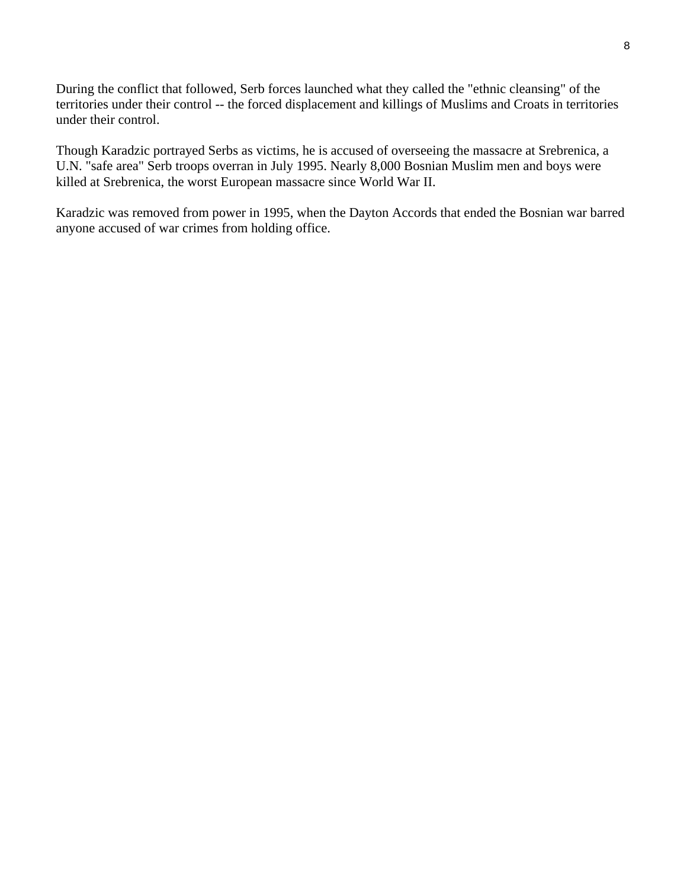During the conflict that followed, Serb forces launched what they called the "ethnic cleansing" of the territories under their control -- the forced displacement and killings of Muslims and Croats in territories under their control.

Though Karadzic portrayed Serbs as victims, he is accused of overseeing the massacre at Srebrenica, a U.N. "safe area" Serb troops overran in July 1995. Nearly 8,000 Bosnian Muslim men and boys were killed at Srebrenica, the worst European massacre since World War II.

Karadzic was removed from power in 1995, when the Dayton Accords that ended the Bosnian war barred anyone accused of war crimes from holding office.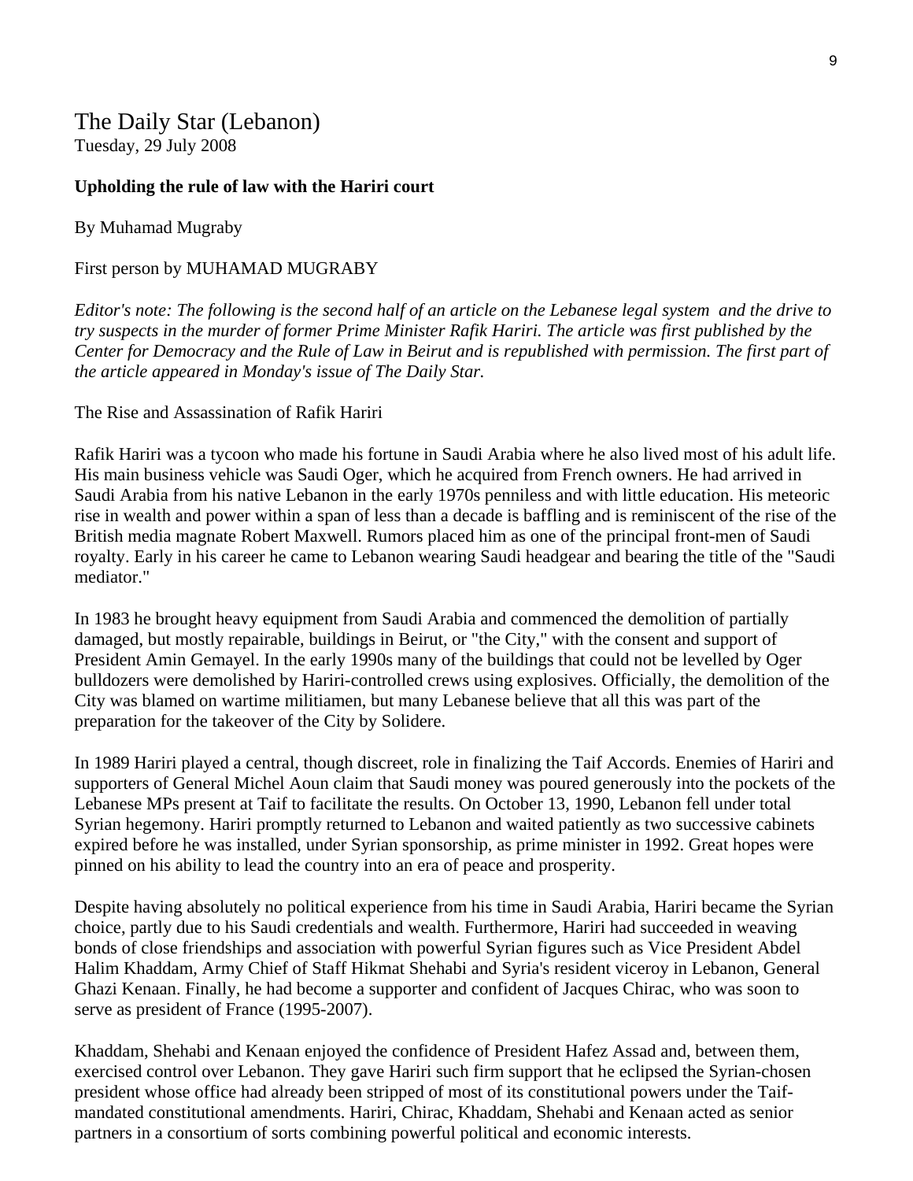The Daily Star (Lebanon)
Tuesday, 29 July 2008

**Upholding the rule of law with the Hariri court**

By Muhamad Mugraby

First person by MUHAMAD MUGRABY

*Editor's note: The following is the second half of an article on the Lebanese legal system and the drive to try suspects in the murder of former Prime Minister Rafik Hariri. The article was first published by the Center for Democracy and the Rule of Law in Beirut and is republished with permission. The first part of the article appeared in Monday's issue of The Daily Star.*

The Rise and Assassination of Rafik Hariri

Rafik Hariri was a tycoon who made his fortune in Saudi Arabia where he also lived most of his adult life. His main business vehicle was Saudi Oger, which he acquired from French owners. He had arrived in Saudi Arabia from his native Lebanon in the early 1970s penniless and with little education. His meteoric rise in wealth and power within a span of less than a decade is baffling and is reminiscent of the rise of the British media magnate Robert Maxwell. Rumors placed him as one of the principal front-men of Saudi royalty. Early in his career he came to Lebanon wearing Saudi headgear and bearing the title of the "Saudi mediator."

In 1983 he brought heavy equipment from Saudi Arabia and commenced the demolition of partially damaged, but mostly repairable, buildings in Beirut, or "the City," with the consent and support of President Amin Gemayel. In the early 1990s many of the buildings that could not be levelled by Oger bulldozers were demolished by Hariri-controlled crews using explosives. Officially, the demolition of the City was blamed on wartime militiamen, but many Lebanese believe that all this was part of the preparation for the takeover of the City by Solidere.

In 1989 Hariri played a central, though discreet, role in finalizing the Taif Accords. Enemies of Hariri and supporters of General Michel Aoun claim that Saudi money was poured generously into the pockets of the Lebanese MPs present at Taif to facilitate the results. On October 13, 1990, Lebanon fell under total Syrian hegemony. Hariri promptly returned to Lebanon and waited patiently as two successive cabinets expired before he was installed, under Syrian sponsorship, as prime minister in 1992. Great hopes were pinned on his ability to lead the country into an era of peace and prosperity.

Despite having absolutely no political experience from his time in Saudi Arabia, Hariri became the Syrian choice, partly due to his Saudi credentials and wealth. Furthermore, Hariri had succeeded in weaving bonds of close friendships and association with powerful Syrian figures such as Vice President Abdel Halim Khaddam, Army Chief of Staff Hikmat Shehabi and Syria's resident viceroy in Lebanon, General Ghazi Kenaan. Finally, he had become a supporter and confident of Jacques Chirac, who was soon to serve as president of France (1995-2007).

Khaddam, Shehabi and Kenaan enjoyed the confidence of President Hafez Assad and, between them, exercised control over Lebanon. They gave Hariri such firm support that he eclipsed the Syrian-chosen president whose office had already been stripped of most of its constitutional powers under the Taif-mandated constitutional amendments. Hariri, Chirac, Khaddam, Shehabi and Kenaan acted as senior partners in a consortium of sorts combining powerful political and economic interests.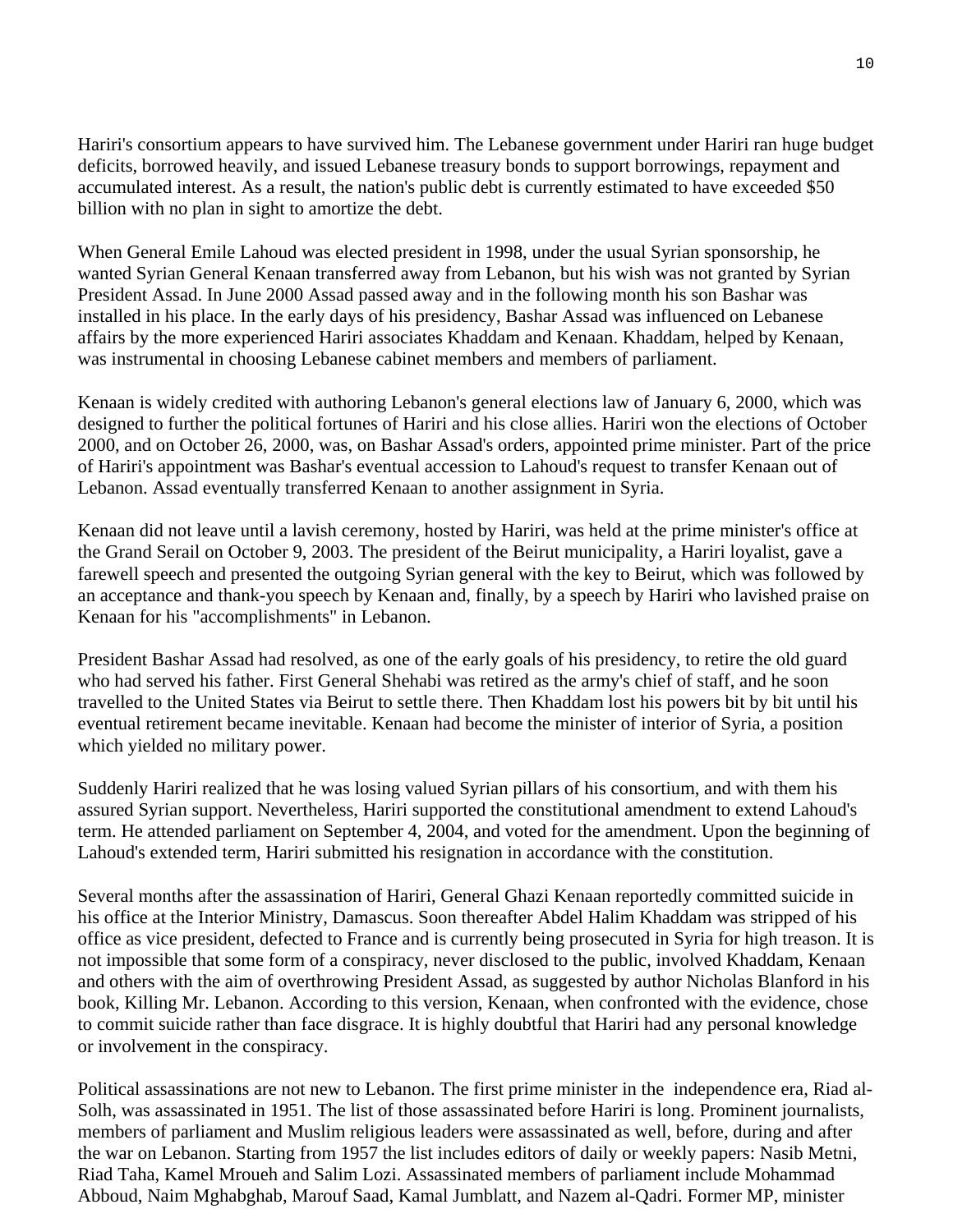Hariri's consortium appears to have survived him. The Lebanese government under Hariri ran huge budget deficits, borrowed heavily, and issued Lebanese treasury bonds to support borrowings, repayment and accumulated interest. As a result, the nation's public debt is currently estimated to have exceeded $50 billion with no plan in sight to amortize the debt.

When General Emile Lahoud was elected president in 1998, under the usual Syrian sponsorship, he wanted Syrian General Kenaan transferred away from Lebanon, but his wish was not granted by Syrian President Assad. In June 2000 Assad passed away and in the following month his son Bashar was installed in his place. In the early days of his presidency, Bashar Assad was influenced on Lebanese affairs by the more experienced Hariri associates Khaddam and Kenaan. Khaddam, helped by Kenaan, was instrumental in choosing Lebanese cabinet members and members of parliament.

Kenaan is widely credited with authoring Lebanon's general elections law of January 6, 2000, which was designed to further the political fortunes of Hariri and his close allies. Hariri won the elections of October 2000, and on October 26, 2000, was, on Bashar Assad's orders, appointed prime minister. Part of the price of Hariri's appointment was Bashar's eventual accession to Lahoud's request to transfer Kenaan out of Lebanon. Assad eventually transferred Kenaan to another assignment in Syria.

Kenaan did not leave until a lavish ceremony, hosted by Hariri, was held at the prime minister's office at the Grand Serail on October 9, 2003. The president of the Beirut municipality, a Hariri loyalist, gave a farewell speech and presented the outgoing Syrian general with the key to Beirut, which was followed by an acceptance and thank-you speech by Kenaan and, finally, by a speech by Hariri who lavished praise on Kenaan for his "accomplishments" in Lebanon.

President Bashar Assad had resolved, as one of the early goals of his presidency, to retire the old guard who had served his father. First General Shehabi was retired as the army's chief of staff, and he soon travelled to the United States via Beirut to settle there. Then Khaddam lost his powers bit by bit until his eventual retirement became inevitable. Kenaan had become the minister of interior of Syria, a position which yielded no military power.

Suddenly Hariri realized that he was losing valued Syrian pillars of his consortium, and with them his assured Syrian support. Nevertheless, Hariri supported the constitutional amendment to extend Lahoud's term. He attended parliament on September 4, 2004, and voted for the amendment. Upon the beginning of Lahoud's extended term, Hariri submitted his resignation in accordance with the constitution.

Several months after the assassination of Hariri, General Ghazi Kenaan reportedly committed suicide in his office at the Interior Ministry, Damascus. Soon thereafter Abdel Halim Khaddam was stripped of his office as vice president, defected to France and is currently being prosecuted in Syria for high treason. It is not impossible that some form of a conspiracy, never disclosed to the public, involved Khaddam, Kenaan and others with the aim of overthrowing President Assad, as suggested by author Nicholas Blanford in his book, Killing Mr. Lebanon. According to this version, Kenaan, when confronted with the evidence, chose to commit suicide rather than face disgrace. It is highly doubtful that Hariri had any personal knowledge or involvement in the conspiracy.

Political assassinations are not new to Lebanon. The first prime minister in the independence era, Riad al-Solh, was assassinated in 1951. The list of those assassinated before Hariri is long. Prominent journalists, members of parliament and Muslim religious leaders were assassinated as well, before, during and after the war on Lebanon. Starting from 1957 the list includes editors of daily or weekly papers: Nasib Metni, Riad Taha, Kamel Mroueh and Salim Lozi. Assassinated members of parliament include Mohammad Abboud, Naim Mghabghab, Marouf Saad, Kamal Jumblatt, and Nazem al-Qadri. Former MP, minister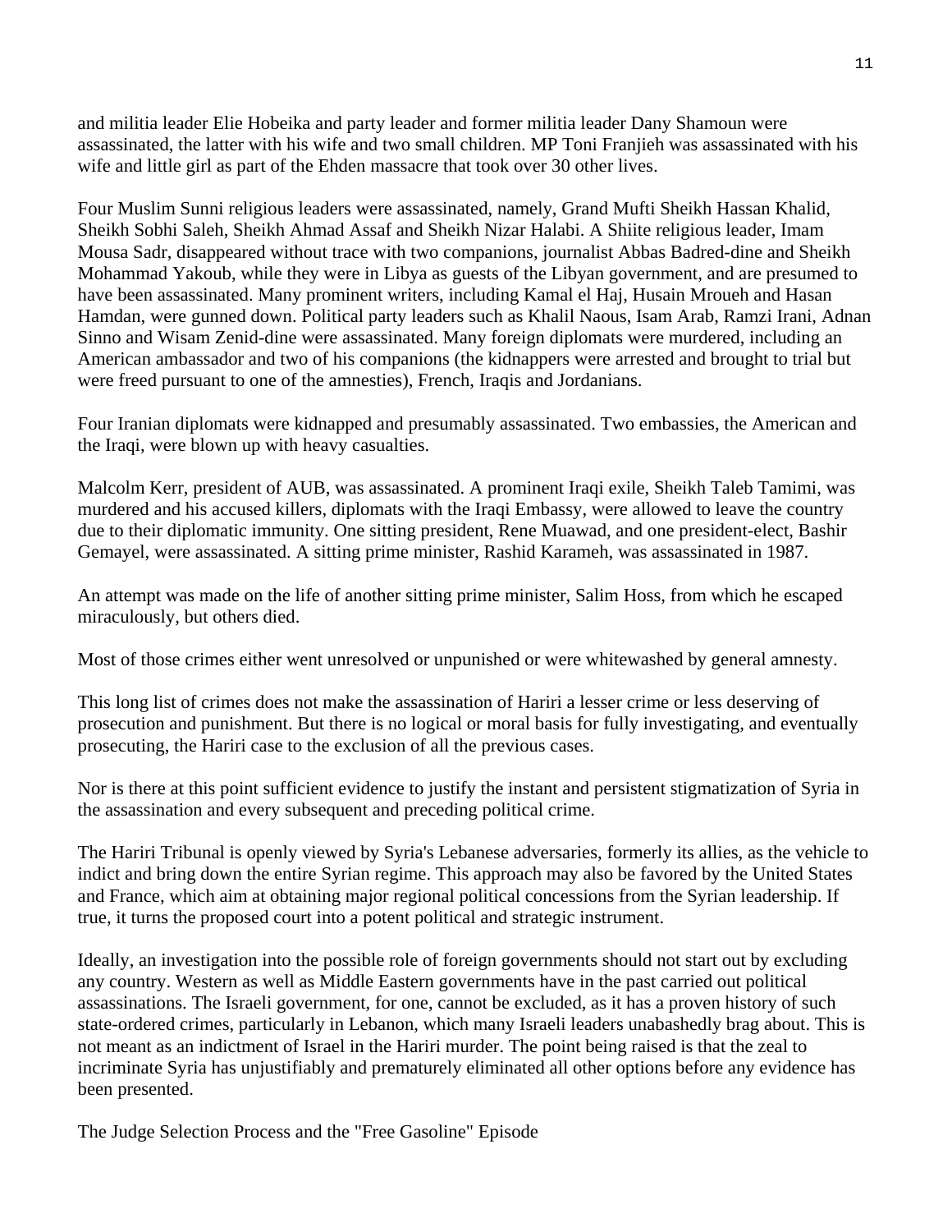and militia leader Elie Hobeika and party leader and former militia leader Dany Shamoun were assassinated, the latter with his wife and two small children. MP Toni Franjieh was assassinated with his wife and little girl as part of the Ehden massacre that took over 30 other lives.

Four Muslim Sunni religious leaders were assassinated, namely, Grand Mufti Sheikh Hassan Khalid, Sheikh Sobhi Saleh, Sheikh Ahmad Assaf and Sheikh Nizar Halabi. A Shiite religious leader, Imam Mousa Sadr, disappeared without trace with two companions, journalist Abbas Badred-dine and Sheikh Mohammad Yakoub, while they were in Libya as guests of the Libyan government, and are presumed to have been assassinated. Many prominent writers, including Kamal el Haj, Husain Mroueh and Hasan Hamdan, were gunned down. Political party leaders such as Khalil Naous, Isam Arab, Ramzi Irani, Adnan Sinno and Wisam Zenid-dine were assassinated. Many foreign diplomats were murdered, including an American ambassador and two of his companions (the kidnappers were arrested and brought to trial but were freed pursuant to one of the amnesties), French, Iraqis and Jordanians.

Four Iranian diplomats were kidnapped and presumably assassinated. Two embassies, the American and the Iraqi, were blown up with heavy casualties.

Malcolm Kerr, president of AUB, was assassinated. A prominent Iraqi exile, Sheikh Taleb Tamimi, was murdered and his accused killers, diplomats with the Iraqi Embassy, were allowed to leave the country due to their diplomatic immunity. One sitting president, Rene Muawad, and one president-elect, Bashir Gemayel, were assassinated. A sitting prime minister, Rashid Karameh, was assassinated in 1987.

An attempt was made on the life of another sitting prime minister, Salim Hoss, from which he escaped miraculously, but others died.

Most of those crimes either went unresolved or unpunished or were whitewashed by general amnesty.

This long list of crimes does not make the assassination of Hariri a lesser crime or less deserving of prosecution and punishment. But there is no logical or moral basis for fully investigating, and eventually prosecuting, the Hariri case to the exclusion of all the previous cases.

Nor is there at this point sufficient evidence to justify the instant and persistent stigmatization of Syria in the assassination and every subsequent and preceding political crime.

The Hariri Tribunal is openly viewed by Syria's Lebanese adversaries, formerly its allies, as the vehicle to indict and bring down the entire Syrian regime. This approach may also be favored by the United States and France, which aim at obtaining major regional political concessions from the Syrian leadership. If true, it turns the proposed court into a potent political and strategic instrument.

Ideally, an investigation into the possible role of foreign governments should not start out by excluding any country. Western as well as Middle Eastern governments have in the past carried out political assassinations. The Israeli government, for one, cannot be excluded, as it has a proven history of such state-ordered crimes, particularly in Lebanon, which many Israeli leaders unabashedly brag about. This is not meant as an indictment of Israel in the Hariri murder. The point being raised is that the zeal to incriminate Syria has unjustifiably and prematurely eliminated all other options before any evidence has been presented.

## The Judge Selection Process and the "Free Gasoline" Episode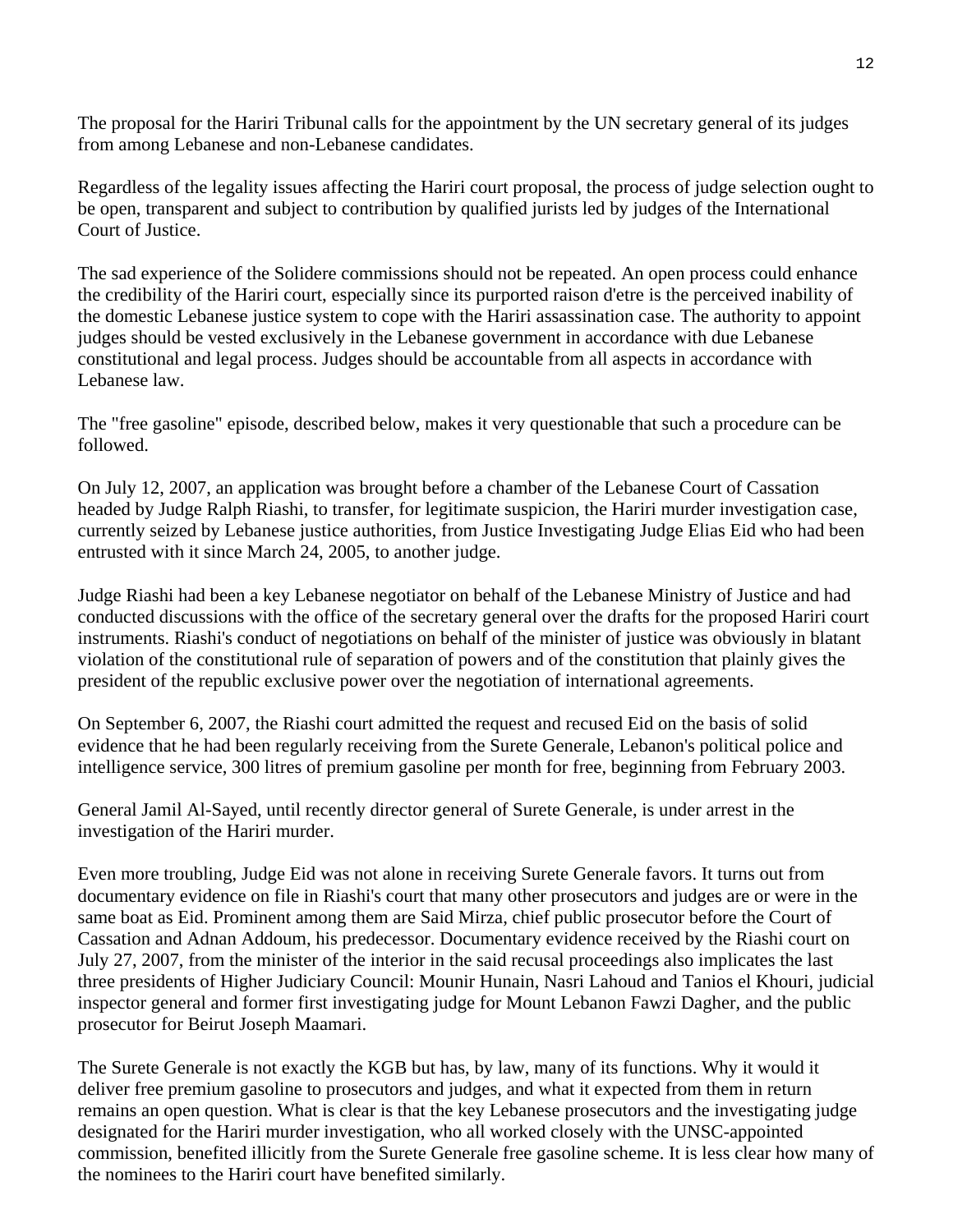The proposal for the Hariri Tribunal calls for the appointment by the UN secretary general of its judges from among Lebanese and non-Lebanese candidates.

Regardless of the legality issues affecting the Hariri court proposal, the process of judge selection ought to be open, transparent and subject to contribution by qualified jurists led by judges of the International Court of Justice.

The sad experience of the Solidere commissions should not be repeated. An open process could enhance the credibility of the Hariri court, especially since its purported raison d'etre is the perceived inability of the domestic Lebanese justice system to cope with the Hariri assassination case. The authority to appoint judges should be vested exclusively in the Lebanese government in accordance with due Lebanese constitutional and legal process. Judges should be accountable from all aspects in accordance with Lebanese law.

The "free gasoline" episode, described below, makes it very questionable that such a procedure can be followed.

On July 12, 2007, an application was brought before a chamber of the Lebanese Court of Cassation headed by Judge Ralph Riashi, to transfer, for legitimate suspicion, the Hariri murder investigation case, currently seized by Lebanese justice authorities, from Justice Investigating Judge Elias Eid who had been entrusted with it since March 24, 2005, to another judge.

Judge Riashi had been a key Lebanese negotiator on behalf of the Lebanese Ministry of Justice and had conducted discussions with the office of the secretary general over the drafts for the proposed Hariri court instruments. Riashi's conduct of negotiations on behalf of the minister of justice was obviously in blatant violation of the constitutional rule of separation of powers and of the constitution that plainly gives the president of the republic exclusive power over the negotiation of international agreements.

On September 6, 2007, the Riashi court admitted the request and recused Eid on the basis of solid evidence that he had been regularly receiving from the Surete Generale, Lebanon's political police and intelligence service, 300 litres of premium gasoline per month for free, beginning from February 2003.

General Jamil Al-Sayed, until recently director general of Surete Generale, is under arrest in the investigation of the Hariri murder.

Even more troubling, Judge Eid was not alone in receiving Surete Generale favors. It turns out from documentary evidence on file in Riashi's court that many other prosecutors and judges are or were in the same boat as Eid. Prominent among them are Said Mirza, chief public prosecutor before the Court of Cassation and Adnan Addoum, his predecessor. Documentary evidence received by the Riashi court on July 27, 2007, from the minister of the interior in the said recusal proceedings also implicates the last three presidents of Higher Judiciary Council: Mounir Hunain, Nasri Lahoud and Tanios el Khouri, judicial inspector general and former first investigating judge for Mount Lebanon Fawzi Dagher, and the public prosecutor for Beirut Joseph Maamari.

The Surete Generale is not exactly the KGB but has, by law, many of its functions. Why it would it deliver free premium gasoline to prosecutors and judges, and what it expected from them in return remains an open question. What is clear is that the key Lebanese prosecutors and the investigating judge designated for the Hariri murder investigation, who all worked closely with the UNSC-appointed commission, benefited illicitly from the Surete Generale free gasoline scheme. It is less clear how many of the nominees to the Hariri court have benefited similarly.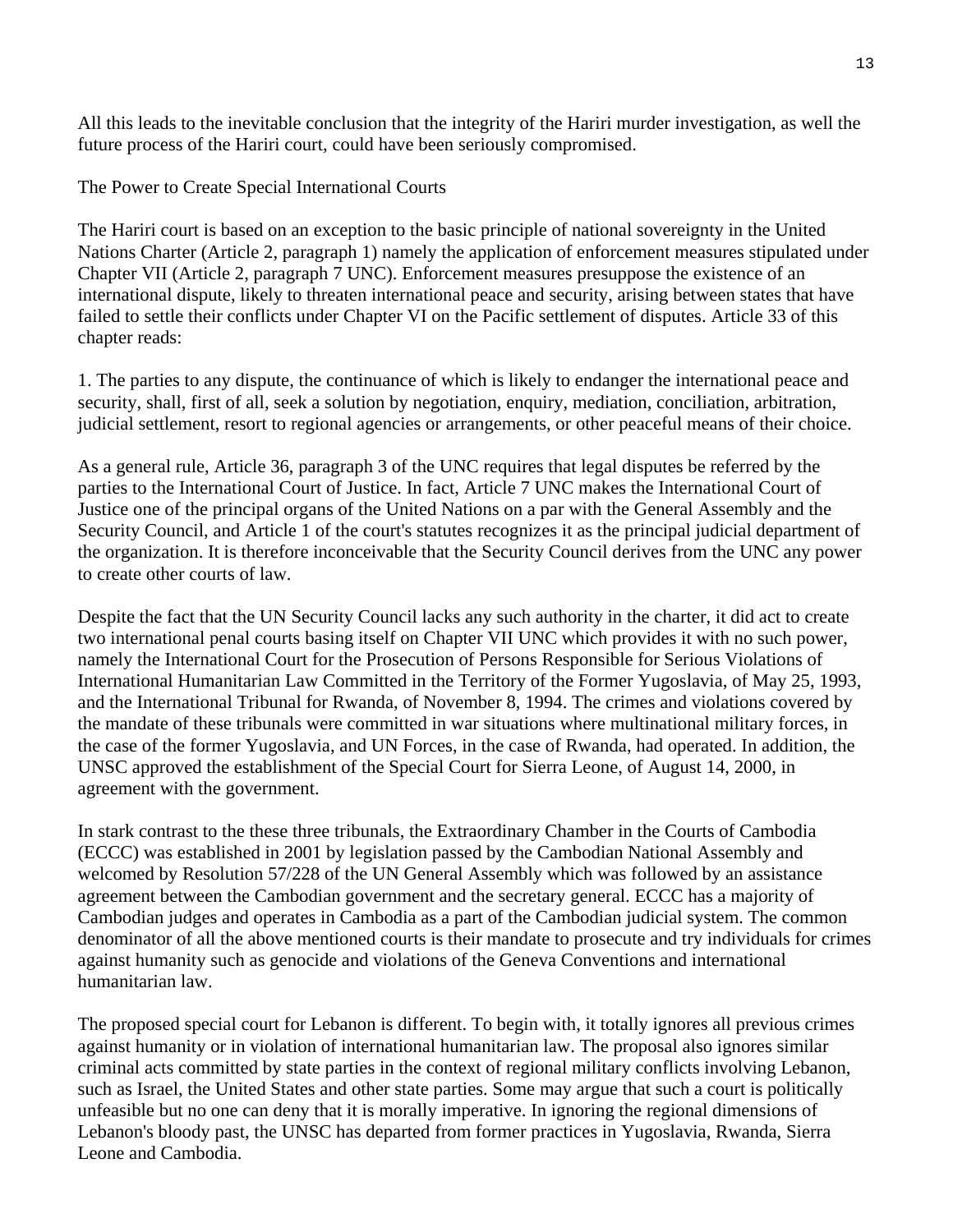All this leads to the inevitable conclusion that the integrity of the Hariri murder investigation, as well the future process of the Hariri court, could have been seriously compromised.

## The Power to Create Special International Courts

The Hariri court is based on an exception to the basic principle of national sovereignty in the United Nations Charter (Article 2, paragraph 1) namely the application of enforcement measures stipulated under Chapter VII (Article 2, paragraph 7 UNC). Enforcement measures presuppose the existence of an international dispute, likely to threaten international peace and security, arising between states that have failed to settle their conflicts under Chapter VI on the Pacific settlement of disputes. Article 33 of this chapter reads:

1. The parties to any dispute, the continuance of which is likely to endanger the international peace and security, shall, first of all, seek a solution by negotiation, enquiry, mediation, conciliation, arbitration, judicial settlement, resort to regional agencies or arrangements, or other peaceful means of their choice.

As a general rule, Article 36, paragraph 3 of the UNC requires that legal disputes be referred by the parties to the International Court of Justice. In fact, Article 7 UNC makes the International Court of Justice one of the principal organs of the United Nations on a par with the General Assembly and the Security Council, and Article 1 of the court's statutes recognizes it as the principal judicial department of the organization. It is therefore inconceivable that the Security Council derives from the UNC any power to create other courts of law.

Despite the fact that the UN Security Council lacks any such authority in the charter, it did act to create two international penal courts basing itself on Chapter VII UNC which provides it with no such power, namely the International Court for the Prosecution of Persons Responsible for Serious Violations of International Humanitarian Law Committed in the Territory of the Former Yugoslavia, of May 25, 1993, and the International Tribunal for Rwanda, of November 8, 1994. The crimes and violations covered by the mandate of these tribunals were committed in war situations where multinational military forces, in the case of the former Yugoslavia, and UN Forces, in the case of Rwanda, had operated. In addition, the UNSC approved the establishment of the Special Court for Sierra Leone, of August 14, 2000, in agreement with the government.

In stark contrast to the these three tribunals, the Extraordinary Chamber in the Courts of Cambodia (ECCC) was established in 2001 by legislation passed by the Cambodian National Assembly and welcomed by Resolution 57/228 of the UN General Assembly which was followed by an assistance agreement between the Cambodian government and the secretary general. ECCC has a majority of Cambodian judges and operates in Cambodia as a part of the Cambodian judicial system. The common denominator of all the above mentioned courts is their mandate to prosecute and try individuals for crimes against humanity such as genocide and violations of the Geneva Conventions and international humanitarian law.

The proposed special court for Lebanon is different. To begin with, it totally ignores all previous crimes against humanity or in violation of international humanitarian law. The proposal also ignores similar criminal acts committed by state parties in the context of regional military conflicts involving Lebanon, such as Israel, the United States and other state parties. Some may argue that such a court is politically unfeasible but no one can deny that it is morally imperative. In ignoring the regional dimensions of Lebanon's bloody past, the UNSC has departed from former practices in Yugoslavia, Rwanda, Sierra Leone and Cambodia.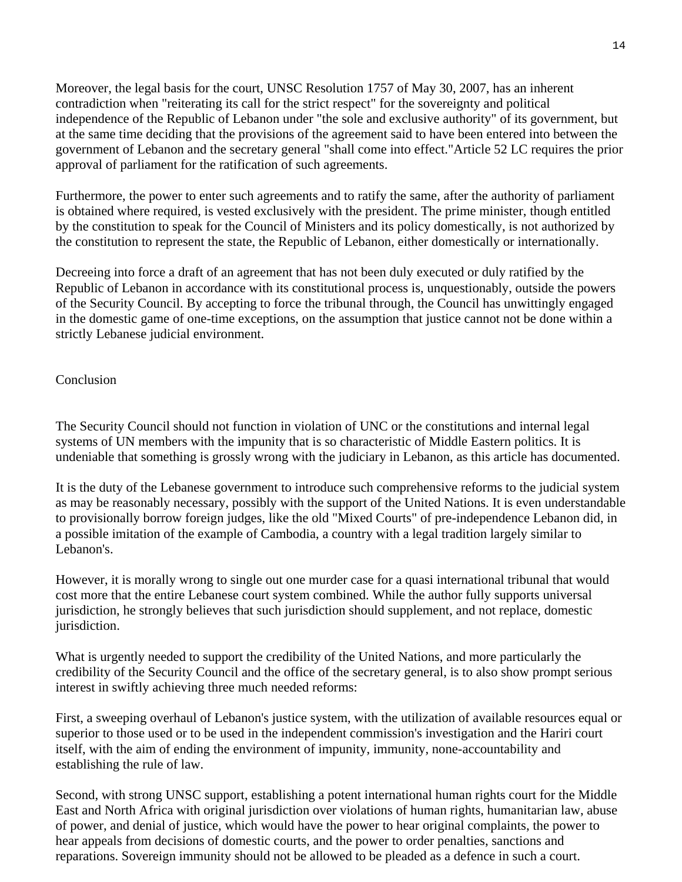Moreover, the legal basis for the court, UNSC Resolution 1757 of May 30, 2007, has an inherent contradiction when "reiterating its call for the strict respect" for the sovereignty and political independence of the Republic of Lebanon under "the sole and exclusive authority" of its government, but at the same time deciding that the provisions of the agreement said to have been entered into between the government of Lebanon and the secretary general "shall come into effect."Article 52 LC requires the prior approval of parliament for the ratification of such agreements.

Furthermore, the power to enter such agreements and to ratify the same, after the authority of parliament is obtained where required, is vested exclusively with the president. The prime minister, though entitled by the constitution to speak for the Council of Ministers and its policy domestically, is not authorized by the constitution to represent the state, the Republic of Lebanon, either domestically or internationally.

Decreeing into force a draft of an agreement that has not been duly executed or duly ratified by the Republic of Lebanon in accordance with its constitutional process is, unquestionably, outside the powers of the Security Council. By accepting to force the tribunal through, the Council has unwittingly engaged in the domestic game of one-time exceptions, on the assumption that justice cannot not be done within a strictly Lebanese judicial environment.

## Conclusion

The Security Council should not function in violation of UNC or the constitutions and internal legal systems of UN members with the impunity that is so characteristic of Middle Eastern politics. It is undeniable that something is grossly wrong with the judiciary in Lebanon, as this article has documented.

It is the duty of the Lebanese government to introduce such comprehensive reforms to the judicial system as may be reasonably necessary, possibly with the support of the United Nations. It is even understandable to provisionally borrow foreign judges, like the old "Mixed Courts" of pre-independence Lebanon did, in a possible imitation of the example of Cambodia, a country with a legal tradition largely similar to Lebanon's.

However, it is morally wrong to single out one murder case for a quasi international tribunal that would cost more that the entire Lebanese court system combined. While the author fully supports universal jurisdiction, he strongly believes that such jurisdiction should supplement, and not replace, domestic jurisdiction.

What is urgently needed to support the credibility of the United Nations, and more particularly the credibility of the Security Council and the office of the secretary general, is to also show prompt serious interest in swiftly achieving three much needed reforms:

First, a sweeping overhaul of Lebanon's justice system, with the utilization of available resources equal or superior to those used or to be used in the independent commission's investigation and the Hariri court itself, with the aim of ending the environment of impunity, immunity, none-accountability and establishing the rule of law.

Second, with strong UNSC support, establishing a potent international human rights court for the Middle East and North Africa with original jurisdiction over violations of human rights, humanitarian law, abuse of power, and denial of justice, which would have the power to hear original complaints, the power to hear appeals from decisions of domestic courts, and the power to order penalties, sanctions and reparations. Sovereign immunity should not be allowed to be pleaded as a defence in such a court.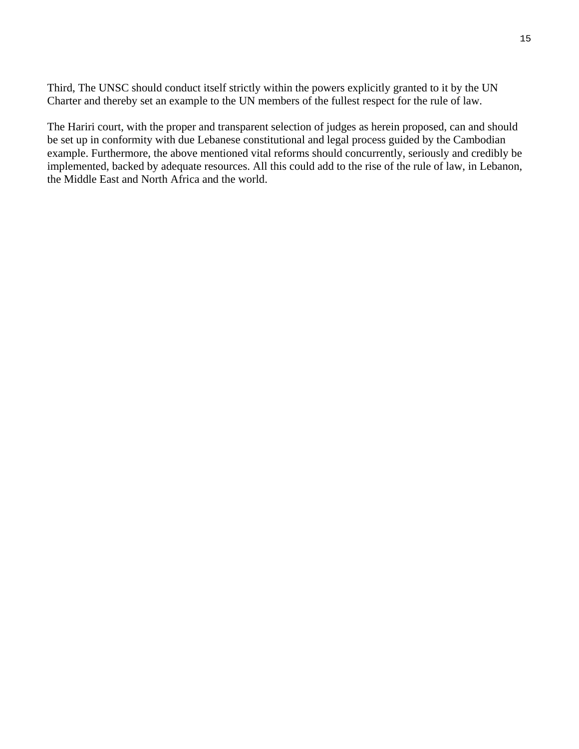Third, The UNSC should conduct itself strictly within the powers explicitly granted to it by the UN Charter and thereby set an example to the UN members of the fullest respect for the rule of law.

The Hariri court, with the proper and transparent selection of judges as herein proposed, can and should be set up in conformity with due Lebanese constitutional and legal process guided by the Cambodian example. Furthermore, the above mentioned vital reforms should concurrently, seriously and credibly be implemented, backed by adequate resources. All this could add to the rise of the rule of law, in Lebanon, the Middle East and North Africa and the world.